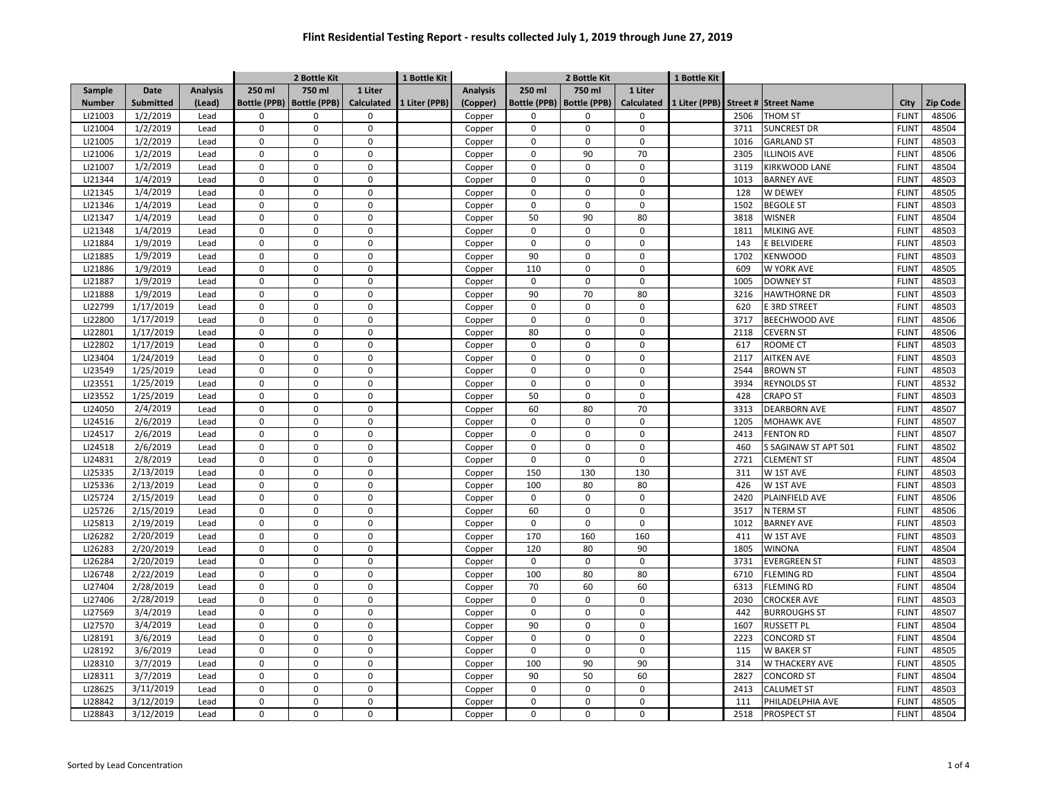# Flint Residential Testing Report - results collected July 1, 2019 through June 27, 2019

| | | | 2 Bottle Kit | | | 1 Bottle Kit | | 2 Bottle Kit | | | 1 Bottle Kit | | | | |
|---|---|---|---|---|---|---|---|---|---|---|---|---|---|---|---|
| Sample Number | Date Submitted | Analysis (Lead) | 250 ml Bottle (PPB) | 750 ml Bottle (PPB) | 1 Liter Calculated | 1 Liter (PPB) | Analysis (Copper) | 250 ml Bottle (PPB) | 750 ml Bottle (PPB) | 1 Liter Calculated | 1 Liter (PPB) | Street # | Street Name | City | Zip Code |
| LI21003 | 1/2/2019 | Lead | 0 | 0 | 0 | | Copper | 0 | 0 | 0 | | 2506 | THOM ST | FLINT | 48506 |
| LI21004 | 1/2/2019 | Lead | 0 | 0 | 0 | | Copper | 0 | 0 | 0 | | 3711 | SUNCREST DR | FLINT | 48504 |
| LI21005 | 1/2/2019 | Lead | 0 | 0 | 0 | | Copper | 0 | 0 | 0 | | 1016 | GARLAND ST | FLINT | 48503 |
| LI21006 | 1/2/2019 | Lead | 0 | 0 | 0 | | Copper | 0 | 90 | 70 | | 2305 | ILLINOIS AVE | FLINT | 48506 |
| LI21007 | 1/2/2019 | Lead | 0 | 0 | 0 | | Copper | 0 | 0 | 0 | | 3119 | KIRKWOOD LANE | FLINT | 48504 |
| LI21344 | 1/4/2019 | Lead | 0 | 0 | 0 | | Copper | 0 | 0 | 0 | | 1013 | BARNEY AVE | FLINT | 48503 |
| LI21345 | 1/4/2019 | Lead | 0 | 0 | 0 | | Copper | 0 | 0 | 0 | | 128 | W DEWEY | FLINT | 48505 |
| LI21346 | 1/4/2019 | Lead | 0 | 0 | 0 | | Copper | 0 | 0 | 0 | | 1502 | BEGOLE ST | FLINT | 48503 |
| LI21347 | 1/4/2019 | Lead | 0 | 0 | 0 | | Copper | 50 | 90 | 80 | | 3818 | WISNER | FLINT | 48504 |
| LI21348 | 1/4/2019 | Lead | 0 | 0 | 0 | | Copper | 0 | 0 | 0 | | 1811 | MLKING AVE | FLINT | 48503 |
| LI21884 | 1/9/2019 | Lead | 0 | 0 | 0 | | Copper | 0 | 0 | 0 | | 143 | E BELVIDERE | FLINT | 48503 |
| LI21885 | 1/9/2019 | Lead | 0 | 0 | 0 | | Copper | 90 | 0 | 0 | | 1702 | KENWOOD | FLINT | 48503 |
| LI21886 | 1/9/2019 | Lead | 0 | 0 | 0 | | Copper | 110 | 0 | 0 | | 609 | W YORK AVE | FLINT | 48505 |
| LI21887 | 1/9/2019 | Lead | 0 | 0 | 0 | | Copper | 0 | 0 | 0 | | 1005 | DOWNEY ST | FLINT | 48503 |
| LI21888 | 1/9/2019 | Lead | 0 | 0 | 0 | | Copper | 90 | 70 | 80 | | 3216 | HAWTHORNE DR | FLINT | 48503 |
| LI22799 | 1/17/2019 | Lead | 0 | 0 | 0 | | Copper | 0 | 0 | 0 | | 620 | E 3RD STREET | FLINT | 48503 |
| LI22800 | 1/17/2019 | Lead | 0 | 0 | 0 | | Copper | 0 | 0 | 0 | | 3717 | BEECHWOOD AVE | FLINT | 48506 |
| LI22801 | 1/17/2019 | Lead | 0 | 0 | 0 | | Copper | 80 | 0 | 0 | | 2118 | CEVERN ST | FLINT | 48506 |
| LI22802 | 1/17/2019 | Lead | 0 | 0 | 0 | | Copper | 0 | 0 | 0 | | 617 | ROOME CT | FLINT | 48503 |
| LI23404 | 1/24/2019 | Lead | 0 | 0 | 0 | | Copper | 0 | 0 | 0 | | 2117 | AITKEN AVE | FLINT | 48503 |
| LI23549 | 1/25/2019 | Lead | 0 | 0 | 0 | | Copper | 0 | 0 | 0 | | 2544 | BROWN ST | FLINT | 48503 |
| LI23551 | 1/25/2019 | Lead | 0 | 0 | 0 | | Copper | 0 | 0 | 0 | | 3934 | REYNOLDS ST | FLINT | 48532 |
| LI23552 | 1/25/2019 | Lead | 0 | 0 | 0 | | Copper | 50 | 0 | 0 | | 428 | CRAPO ST | FLINT | 48503 |
| LI24050 | 2/4/2019 | Lead | 0 | 0 | 0 | | Copper | 60 | 80 | 70 | | 3313 | DEARBORN AVE | FLINT | 48507 |
| LI24516 | 2/6/2019 | Lead | 0 | 0 | 0 | | Copper | 0 | 0 | 0 | | 1205 | MOHAWK AVE | FLINT | 48507 |
| LI24517 | 2/6/2019 | Lead | 0 | 0 | 0 | | Copper | 0 | 0 | 0 | | 2413 | FENTON RD | FLINT | 48507 |
| LI24518 | 2/6/2019 | Lead | 0 | 0 | 0 | | Copper | 0 | 0 | 0 | | 460 | S SAGINAW ST APT 501 | FLINT | 48502 |
| LI24831 | 2/8/2019 | Lead | 0 | 0 | 0 | | Copper | 0 | 0 | 0 | | 2721 | CLEMENT ST | FLINT | 48504 |
| LI25335 | 2/13/2019 | Lead | 0 | 0 | 0 | | Copper | 150 | 130 | 130 | | 311 | W 1ST AVE | FLINT | 48503 |
| LI25336 | 2/13/2019 | Lead | 0 | 0 | 0 | | Copper | 100 | 80 | 80 | | 426 | W 1ST AVE | FLINT | 48503 |
| LI25724 | 2/15/2019 | Lead | 0 | 0 | 0 | | Copper | 0 | 0 | 0 | | 2420 | PLAINFIELD AVE | FLINT | 48506 |
| LI25726 | 2/15/2019 | Lead | 0 | 0 | 0 | | Copper | 60 | 0 | 0 | | 3517 | N TERM ST | FLINT | 48506 |
| LI25813 | 2/19/2019 | Lead | 0 | 0 | 0 | | Copper | 0 | 0 | 0 | | 1012 | BARNEY AVE | FLINT | 48503 |
| LI26282 | 2/20/2019 | Lead | 0 | 0 | 0 | | Copper | 170 | 160 | 160 | | 411 | W 1ST AVE | FLINT | 48503 |
| LI26283 | 2/20/2019 | Lead | 0 | 0 | 0 | | Copper | 120 | 80 | 90 | | 1805 | WINONA | FLINT | 48504 |
| LI26284 | 2/20/2019 | Lead | 0 | 0 | 0 | | Copper | 0 | 0 | 0 | | 3731 | EVERGREEN ST | FLINT | 48503 |
| LI26748 | 2/22/2019 | Lead | 0 | 0 | 0 | | Copper | 100 | 80 | 80 | | 6710 | FLEMING RD | FLINT | 48504 |
| LI27404 | 2/28/2019 | Lead | 0 | 0 | 0 | | Copper | 70 | 60 | 60 | | 6313 | FLEMING RD | FLINT | 48504 |
| LI27406 | 2/28/2019 | Lead | 0 | 0 | 0 | | Copper | 0 | 0 | 0 | | 2030 | CROCKER AVE | FLINT | 48503 |
| LI27569 | 3/4/2019 | Lead | 0 | 0 | 0 | | Copper | 0 | 0 | 0 | | 442 | BURROUGHS ST | FLINT | 48507 |
| LI27570 | 3/4/2019 | Lead | 0 | 0 | 0 | | Copper | 90 | 0 | 0 | | 1607 | RUSSETT PL | FLINT | 48504 |
| LI28191 | 3/6/2019 | Lead | 0 | 0 | 0 | | Copper | 0 | 0 | 0 | | 2223 | CONCORD ST | FLINT | 48504 |
| LI28192 | 3/6/2019 | Lead | 0 | 0 | 0 | | Copper | 0 | 0 | 0 | | 115 | W BAKER ST | FLINT | 48505 |
| LI28310 | 3/7/2019 | Lead | 0 | 0 | 0 | | Copper | 100 | 90 | 90 | | 314 | W THACKERY AVE | FLINT | 48505 |
| LI28311 | 3/7/2019 | Lead | 0 | 0 | 0 | | Copper | 90 | 50 | 60 | | 2827 | CONCORD ST | FLINT | 48504 |
| LI28625 | 3/11/2019 | Lead | 0 | 0 | 0 | | Copper | 0 | 0 | 0 | | 2413 | CALUMET ST | FLINT | 48503 |
| LI28842 | 3/12/2019 | Lead | 0 | 0 | 0 | | Copper | 0 | 0 | 0 | | 111 | PHILADELPHIA AVE | FLINT | 48505 |
| LI28843 | 3/12/2019 | Lead | 0 | 0 | 0 | | Copper | 0 | 0 | 0 | | 2518 | PROSPECT ST | FLINT | 48504 |

Sorted by Lead Concentration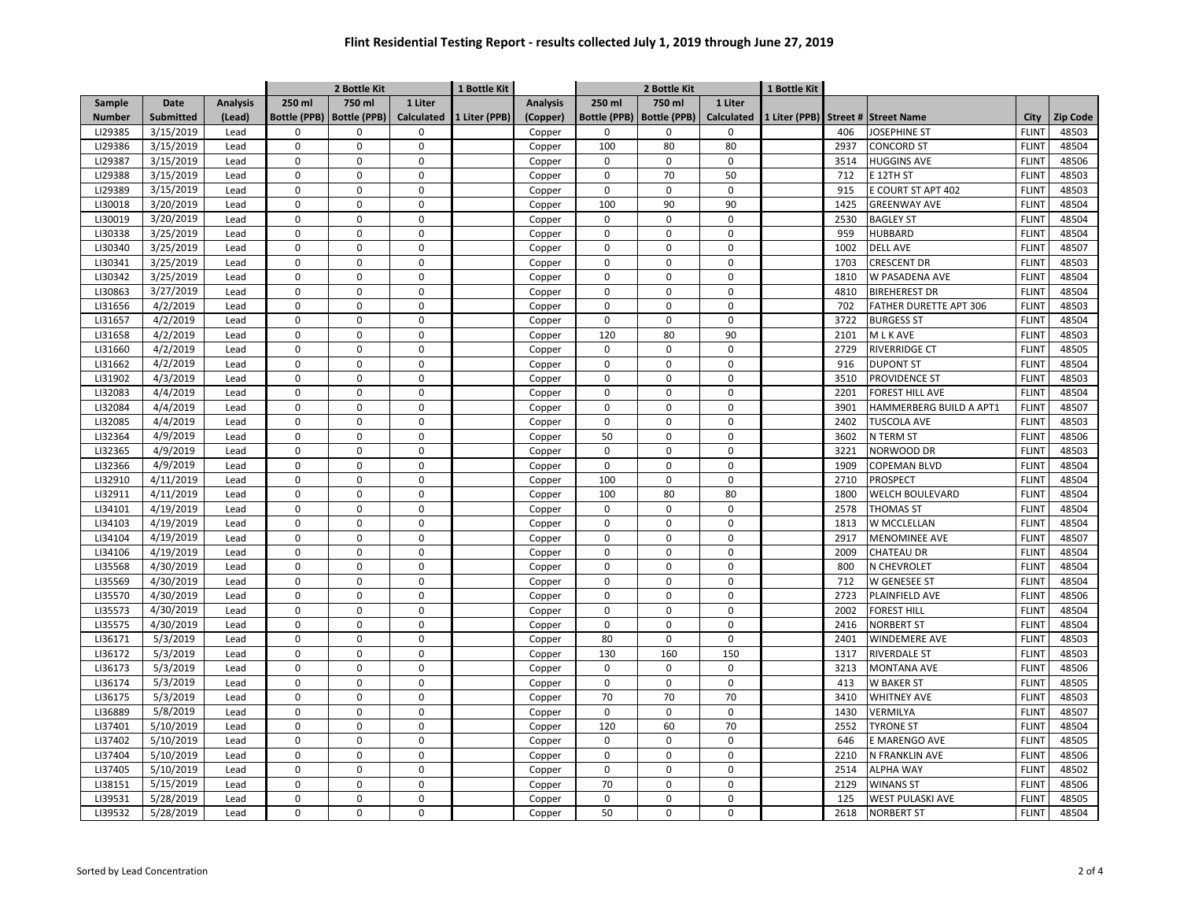# Flint Residential Testing Report - results collected July 1, 2019 through June 27, 2019

| | | | 2 Bottle Kit | | | 1 Bottle Kit | | 2 Bottle Kit | | | 1 Bottle Kit | | | | |
|---|---|---|---|---|---|---|---|---|---|---|---|---|---|---|---|
| Sample Number | Date Submitted | Analysis (Lead) | 250 ml Bottle (PPB) | 750 ml Bottle (PPB) | 1 Liter Calculated | 1 Liter (PPB) | Analysis (Copper) | 250 ml Bottle (PPB) | 750 ml Bottle (PPB) | 1 Liter Calculated | 1 Liter (PPB) | Street # | Street Name | City | Zip Code |
| LI29385 | 3/15/2019 | Lead | 0 | 0 | 0 | | Copper | 0 | 0 | 0 | | 406 | JOSEPHINE ST | FLINT | 48503 |
| LI29386 | 3/15/2019 | Lead | 0 | 0 | 0 | | Copper | 100 | 80 | 80 | | 2937 | CONCORD ST | FLINT | 48504 |
| LI29387 | 3/15/2019 | Lead | 0 | 0 | 0 | | Copper | 0 | 0 | 0 | | 3514 | HUGGINS AVE | FLINT | 48506 |
| LI29388 | 3/15/2019 | Lead | 0 | 0 | 0 | | Copper | 0 | 70 | 50 | | 712 | E 12TH ST | FLINT | 48503 |
| LI29389 | 3/15/2019 | Lead | 0 | 0 | 0 | | Copper | 0 | 0 | 0 | | 915 | E COURT ST APT 402 | FLINT | 48503 |
| LI30018 | 3/20/2019 | Lead | 0 | 0 | 0 | | Copper | 100 | 90 | 90 | | 1425 | GREENWAY AVE | FLINT | 48504 |
| LI30019 | 3/20/2019 | Lead | 0 | 0 | 0 | | Copper | 0 | 0 | 0 | | 2530 | BAGLEY ST | FLINT | 48504 |
| LI30338 | 3/25/2019 | Lead | 0 | 0 | 0 | | Copper | 0 | 0 | 0 | | 959 | HUBBARD | FLINT | 48504 |
| LI30340 | 3/25/2019 | Lead | 0 | 0 | 0 | | Copper | 0 | 0 | 0 | | 1002 | DELL AVE | FLINT | 48507 |
| LI30341 | 3/25/2019 | Lead | 0 | 0 | 0 | | Copper | 0 | 0 | 0 | | 1703 | CRESCENT DR | FLINT | 48503 |
| LI30342 | 3/25/2019 | Lead | 0 | 0 | 0 | | Copper | 0 | 0 | 0 | | 1810 | W PASADENA AVE | FLINT | 48504 |
| LI30863 | 3/27/2019 | Lead | 0 | 0 | 0 | | Copper | 0 | 0 | 0 | | 4810 | BIREHEREST DR | FLINT | 48504 |
| LI31656 | 4/2/2019 | Lead | 0 | 0 | 0 | | Copper | 0 | 0 | 0 | | 702 | FATHER DURETTE APT 306 | FLINT | 48503 |
| LI31657 | 4/2/2019 | Lead | 0 | 0 | 0 | | Copper | 0 | 0 | 0 | | 3722 | BURGESS ST | FLINT | 48504 |
| LI31658 | 4/2/2019 | Lead | 0 | 0 | 0 | | Copper | 120 | 80 | 90 | | 2101 | M L K AVE | FLINT | 48503 |
| LI31660 | 4/2/2019 | Lead | 0 | 0 | 0 | | Copper | 0 | 0 | 0 | | 2729 | RIVERRIDGE CT | FLINT | 48505 |
| LI31662 | 4/2/2019 | Lead | 0 | 0 | 0 | | Copper | 0 | 0 | 0 | | 916 | DUPONT ST | FLINT | 48504 |
| LI31902 | 4/3/2019 | Lead | 0 | 0 | 0 | | Copper | 0 | 0 | 0 | | 3510 | PROVIDENCE ST | FLINT | 48503 |
| LI32083 | 4/4/2019 | Lead | 0 | 0 | 0 | | Copper | 0 | 0 | 0 | | 2201 | FOREST HILL AVE | FLINT | 48504 |
| LI32084 | 4/4/2019 | Lead | 0 | 0 | 0 | | Copper | 0 | 0 | 0 | | 3901 | HAMMERBERG BUILD A APT1 | FLINT | 48507 |
| LI32085 | 4/4/2019 | Lead | 0 | 0 | 0 | | Copper | 0 | 0 | 0 | | 2402 | TUSCOLA AVE | FLINT | 48503 |
| LI32364 | 4/9/2019 | Lead | 0 | 0 | 0 | | Copper | 50 | 0 | 0 | | 3602 | N TERM ST | FLINT | 48506 |
| LI32365 | 4/9/2019 | Lead | 0 | 0 | 0 | | Copper | 0 | 0 | 0 | | 3221 | NORWOOD DR | FLINT | 48503 |
| LI32366 | 4/9/2019 | Lead | 0 | 0 | 0 | | Copper | 0 | 0 | 0 | | 1909 | COPEMAN BLVD | FLINT | 48504 |
| LI32910 | 4/11/2019 | Lead | 0 | 0 | 0 | | Copper | 100 | 0 | 0 | | 2710 | PROSPECT | FLINT | 48504 |
| LI32911 | 4/11/2019 | Lead | 0 | 0 | 0 | | Copper | 100 | 80 | 80 | | 1800 | WELCH BOULEVARD | FLINT | 48504 |
| LI34101 | 4/19/2019 | Lead | 0 | 0 | 0 | | Copper | 0 | 0 | 0 | | 2578 | THOMAS ST | FLINT | 48504 |
| LI34103 | 4/19/2019 | Lead | 0 | 0 | 0 | | Copper | 0 | 0 | 0 | | 1813 | W MCCLELLAN | FLINT | 48504 |
| LI34104 | 4/19/2019 | Lead | 0 | 0 | 0 | | Copper | 0 | 0 | 0 | | 2917 | MENOMINEE AVE | FLINT | 48507 |
| LI34106 | 4/19/2019 | Lead | 0 | 0 | 0 | | Copper | 0 | 0 | 0 | | 2009 | CHATEAU DR | FLINT | 48504 |
| LI35568 | 4/30/2019 | Lead | 0 | 0 | 0 | | Copper | 0 | 0 | 0 | | 800 | N CHEVROLET | FLINT | 48504 |
| LI35569 | 4/30/2019 | Lead | 0 | 0 | 0 | | Copper | 0 | 0 | 0 | | 712 | W GENESEE ST | FLINT | 48504 |
| LI35570 | 4/30/2019 | Lead | 0 | 0 | 0 | | Copper | 0 | 0 | 0 | | 2723 | PLAINFIELD AVE | FLINT | 48506 |
| LI35573 | 4/30/2019 | Lead | 0 | 0 | 0 | | Copper | 0 | 0 | 0 | | 2002 | FOREST HILL | FLINT | 48504 |
| LI35575 | 4/30/2019 | Lead | 0 | 0 | 0 | | Copper | 0 | 0 | 0 | | 2416 | NORBERT ST | FLINT | 48504 |
| LI36171 | 5/3/2019 | Lead | 0 | 0 | 0 | | Copper | 80 | 0 | 0 | | 2401 | WINDEMERE AVE | FLINT | 48503 |
| LI36172 | 5/3/2019 | Lead | 0 | 0 | 0 | | Copper | 130 | 160 | 150 | | 1317 | RIVERDALE ST | FLINT | 48503 |
| LI36173 | 5/3/2019 | Lead | 0 | 0 | 0 | | Copper | 0 | 0 | 0 | | 3213 | MONTANA AVE | FLINT | 48506 |
| LI36174 | 5/3/2019 | Lead | 0 | 0 | 0 | | Copper | 0 | 0 | 0 | | 413 | W BAKER ST | FLINT | 48505 |
| LI36175 | 5/3/2019 | Lead | 0 | 0 | 0 | | Copper | 70 | 70 | 70 | | 3410 | WHITNEY AVE | FLINT | 48503 |
| LI36889 | 5/8/2019 | Lead | 0 | 0 | 0 | | Copper | 0 | 0 | 0 | | 1430 | VERMILYA | FLINT | 48507 |
| LI37401 | 5/10/2019 | Lead | 0 | 0 | 0 | | Copper | 120 | 60 | 70 | | 2552 | TYRONE ST | FLINT | 48504 |
| LI37402 | 5/10/2019 | Lead | 0 | 0 | 0 | | Copper | 0 | 0 | 0 | | 646 | E MARENGO AVE | FLINT | 48505 |
| LI37404 | 5/10/2019 | Lead | 0 | 0 | 0 | | Copper | 0 | 0 | 0 | | 2210 | N FRANKLIN AVE | FLINT | 48506 |
| LI37405 | 5/10/2019 | Lead | 0 | 0 | 0 | | Copper | 0 | 0 | 0 | | 2514 | ALPHA WAY | FLINT | 48502 |
| LI38151 | 5/15/2019 | Lead | 0 | 0 | 0 | | Copper | 70 | 0 | 0 | | 2129 | WINANS ST | FLINT | 48506 |
| LI39531 | 5/28/2019 | Lead | 0 | 0 | 0 | | Copper | 0 | 0 | 0 | | 125 | WEST PULASKI AVE | FLINT | 48505 |
| LI39532 | 5/28/2019 | Lead | 0 | 0 | 0 | | Copper | 50 | 0 | 0 | | 2618 | NORBERT ST | FLINT | 48504 |

Sorted by Lead Concentration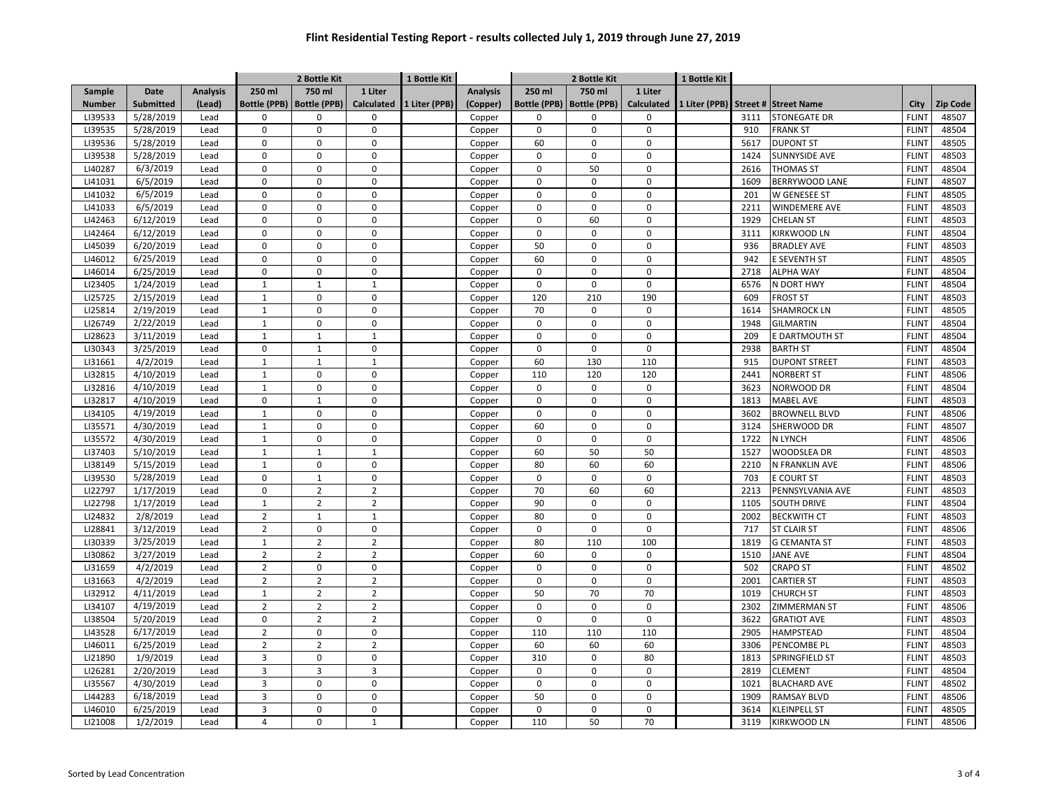# Flint Residential Testing Report - results collected July 1, 2019 through June 27, 2019

| | | | 2 Bottle Kit | | | 1 Bottle Kit | | 2 Bottle Kit | | | 1 Bottle Kit | | | | |
|---|---|---|---|---|---|---|---|---|---|---|---|---|---|---|---|
| Sample Number | Date Submitted | Analysis (Lead) | 250 ml Bottle (PPB) | 750 ml Bottle (PPB) | 1 Liter Calculated | 1 Liter (PPB) | Analysis (Copper) | 250 ml Bottle (PPB) | 750 ml Bottle (PPB) | 1 Liter Calculated | 1 Liter (PPB) | Street # | Street Name | City | Zip Code |
| LI39533 | 5/28/2019 | Lead | 0 | 0 | 0 | | Copper | 0 | 0 | 0 | | 3111 | STONEGATE DR | FLINT | 48507 |
| LI39535 | 5/28/2019 | Lead | 0 | 0 | 0 | | Copper | 0 | 0 | 0 | | 910 | FRANK ST | FLINT | 48504 |
| LI39536 | 5/28/2019 | Lead | 0 | 0 | 0 | | Copper | 60 | 0 | 0 | | 5617 | DUPONT ST | FLINT | 48505 |
| LI39538 | 5/28/2019 | Lead | 0 | 0 | 0 | | Copper | 0 | 0 | 0 | | 1424 | SUNNYSIDE AVE | FLINT | 48503 |
| LI40287 | 6/3/2019 | Lead | 0 | 0 | 0 | | Copper | 0 | 50 | 0 | | 2616 | THOMAS ST | FLINT | 48504 |
| LI41031 | 6/5/2019 | Lead | 0 | 0 | 0 | | Copper | 0 | 0 | 0 | | 1609 | BERRYWOOD LANE | FLINT | 48507 |
| LI41032 | 6/5/2019 | Lead | 0 | 0 | 0 | | Copper | 0 | 0 | 0 | | 201 | W GENESEE ST | FLINT | 48505 |
| LI41033 | 6/5/2019 | Lead | 0 | 0 | 0 | | Copper | 0 | 0 | 0 | | 2211 | WINDEMERE AVE | FLINT | 48503 |
| LI42463 | 6/12/2019 | Lead | 0 | 0 | 0 | | Copper | 0 | 60 | 0 | | 1929 | CHELAN ST | FLINT | 48503 |
| LI42464 | 6/12/2019 | Lead | 0 | 0 | 0 | | Copper | 0 | 0 | 0 | | 3111 | KIRKWOOD LN | FLINT | 48504 |
| LI45039 | 6/20/2019 | Lead | 0 | 0 | 0 | | Copper | 50 | 0 | 0 | | 936 | BRADLEY AVE | FLINT | 48503 |
| LI46012 | 6/25/2019 | Lead | 0 | 0 | 0 | | Copper | 60 | 0 | 0 | | 942 | E SEVENTH ST | FLINT | 48505 |
| LI46014 | 6/25/2019 | Lead | 0 | 0 | 0 | | Copper | 0 | 0 | 0 | | 2718 | ALPHA WAY | FLINT | 48504 |
| LI23405 | 1/24/2019 | Lead | 1 | 1 | 1 | | Copper | 0 | 0 | 0 | | 6576 | N DORT HWY | FLINT | 48504 |
| LI25725 | 2/15/2019 | Lead | 1 | 0 | 0 | | Copper | 120 | 210 | 190 | | 609 | FROST ST | FLINT | 48503 |
| LI25814 | 2/19/2019 | Lead | 1 | 0 | 0 | | Copper | 70 | 0 | 0 | | 1614 | SHAMROCK LN | FLINT | 48505 |
| LI26749 | 2/22/2019 | Lead | 1 | 0 | 0 | | Copper | 0 | 0 | 0 | | 1948 | GILMARTIN | FLINT | 48504 |
| LI28623 | 3/11/2019 | Lead | 1 | 1 | 1 | | Copper | 0 | 0 | 0 | | 209 | E DARTMOUTH ST | FLINT | 48504 |
| LI30343 | 3/25/2019 | Lead | 0 | 1 | 0 | | Copper | 0 | 0 | 0 | | 2938 | BARTH ST | FLINT | 48504 |
| LI31661 | 4/2/2019 | Lead | 1 | 1 | 1 | | Copper | 60 | 130 | 110 | | 915 | DUPONT STREET | FLINT | 48503 |
| LI32815 | 4/10/2019 | Lead | 1 | 0 | 0 | | Copper | 110 | 120 | 120 | | 2441 | NORBERT ST | FLINT | 48506 |
| LI32816 | 4/10/2019 | Lead | 1 | 0 | 0 | | Copper | 0 | 0 | 0 | | 3623 | NORWOOD DR | FLINT | 48504 |
| LI32817 | 4/10/2019 | Lead | 0 | 1 | 0 | | Copper | 0 | 0 | 0 | | 1813 | MABEL AVE | FLINT | 48503 |
| LI34105 | 4/19/2019 | Lead | 1 | 0 | 0 | | Copper | 0 | 0 | 0 | | 3602 | BROWNELL BLVD | FLINT | 48506 |
| LI35571 | 4/30/2019 | Lead | 1 | 0 | 0 | | Copper | 60 | 0 | 0 | | 3124 | SHERWOOD DR | FLINT | 48507 |
| LI35572 | 4/30/2019 | Lead | 1 | 0 | 0 | | Copper | 0 | 0 | 0 | | 1722 | N LYNCH | FLINT | 48506 |
| LI37403 | 5/10/2019 | Lead | 1 | 1 | 1 | | Copper | 60 | 50 | 50 | | 1527 | WOODSLEA DR | FLINT | 48503 |
| LI38149 | 5/15/2019 | Lead | 1 | 0 | 0 | | Copper | 80 | 60 | 60 | | 2210 | N FRANKLIN AVE | FLINT | 48506 |
| LI39530 | 5/28/2019 | Lead | 0 | 1 | 0 | | Copper | 0 | 0 | 0 | | 703 | E COURT ST | FLINT | 48503 |
| LI22797 | 1/17/2019 | Lead | 0 | 2 | 2 | | Copper | 70 | 60 | 60 | | 2213 | PENNSYLVANIA AVE | FLINT | 48503 |
| LI22798 | 1/17/2019 | Lead | 1 | 2 | 2 | | Copper | 90 | 0 | 0 | | 1105 | SOUTH DRIVE | FLINT | 48504 |
| LI24832 | 2/8/2019 | Lead | 2 | 1 | 1 | | Copper | 80 | 0 | 0 | | 2002 | BECKWITH CT | FLINT | 48503 |
| LI28841 | 3/12/2019 | Lead | 2 | 0 | 0 | | Copper | 0 | 0 | 0 | | 717 | ST CLAIR ST | FLINT | 48506 |
| LI30339 | 3/25/2019 | Lead | 1 | 2 | 2 | | Copper | 80 | 110 | 100 | | 1819 | G CEMANTA ST | FLINT | 48503 |
| LI30862 | 3/27/2019 | Lead | 2 | 2 | 2 | | Copper | 60 | 0 | 0 | | 1510 | JANE AVE | FLINT | 48504 |
| LI31659 | 4/2/2019 | Lead | 2 | 0 | 0 | | Copper | 0 | 0 | 0 | | 502 | CRAPO ST | FLINT | 48502 |
| LI31663 | 4/2/2019 | Lead | 2 | 2 | 2 | | Copper | 0 | 0 | 0 | | 2001 | CARTIER ST | FLINT | 48503 |
| LI32912 | 4/11/2019 | Lead | 1 | 2 | 2 | | Copper | 50 | 70 | 70 | | 1019 | CHURCH ST | FLINT | 48503 |
| LI34107 | 4/19/2019 | Lead | 2 | 2 | 2 | | Copper | 0 | 0 | 0 | | 2302 | ZIMMERMAN ST | FLINT | 48506 |
| LI38504 | 5/20/2019 | Lead | 0 | 2 | 2 | | Copper | 0 | 0 | 0 | | 3622 | GRATIOT AVE | FLINT | 48503 |
| LI43528 | 6/17/2019 | Lead | 2 | 0 | 0 | | Copper | 110 | 110 | 110 | | 2905 | HAMPSTEAD | FLINT | 48504 |
| LI46011 | 6/25/2019 | Lead | 2 | 2 | 2 | | Copper | 60 | 60 | 60 | | 3306 | PENCOMBE PL | FLINT | 48503 |
| LI21890 | 1/9/2019 | Lead | 3 | 0 | 0 | | Copper | 310 | 0 | 80 | | 1813 | SPRINGFIELD ST | FLINT | 48503 |
| LI26281 | 2/20/2019 | Lead | 3 | 3 | 3 | | Copper | 0 | 0 | 0 | | 2819 | CLEMENT | FLINT | 48504 |
| LI35567 | 4/30/2019 | Lead | 3 | 0 | 0 | | Copper | 0 | 0 | 0 | | 1021 | BLACHARD AVE | FLINT | 48502 |
| LI44283 | 6/18/2019 | Lead | 3 | 0 | 0 | | Copper | 50 | 0 | 0 | | 1909 | RAMSAY BLVD | FLINT | 48506 |
| LI46010 | 6/25/2019 | Lead | 3 | 0 | 0 | | Copper | 0 | 0 | 0 | | 3614 | KLEINPELL ST | FLINT | 48505 |
| LI21008 | 1/2/2019 | Lead | 4 | 0 | 1 | | Copper | 110 | 50 | 70 | | 3119 | KIRKWOOD LN | FLINT | 48506 |

Sorted by Lead Concentration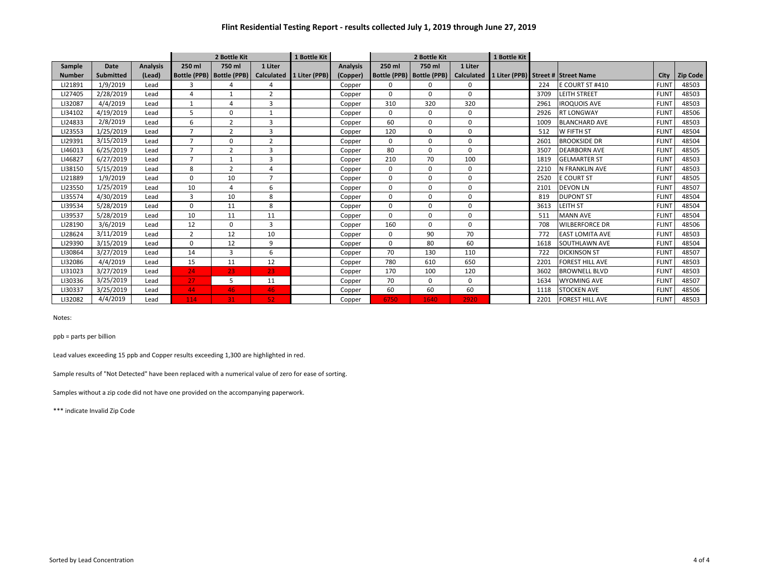# Flint Residential Testing Report - results collected July 1, 2019 through June 27, 2019

| | | | 2 Bottle Kit | | | 1 Bottle Kit | | 2 Bottle Kit | | | 1 Bottle Kit | | | | |
|---|---|---|---|---|---|---|---|---|---|---|---|---|---|---|---|
| Sample Number | Date Submitted | Analysis (Lead) | 250 ml Bottle (PPB) | 750 ml Bottle (PPB) | 1 Liter Calculated | 1 Liter (PPB) | Analysis (Copper) | 250 ml Bottle (PPB) | 750 ml Bottle (PPB) | 1 Liter Calculated | 1 Liter (PPB) | Street # | Street Name | City | Zip Code |
| LI21891 | 1/9/2019 | Lead | 3 | 4 | 4 | | Copper | 0 | 0 | 0 | | 224 | E COURT ST #410 | FLINT | 48503 |
| LI27405 | 2/28/2019 | Lead | 4 | 1 | 2 | | Copper | 0 | 0 | 0 | | 3709 | LEITH STREET | FLINT | 48503 |
| LI32087 | 4/4/2019 | Lead | 1 | 4 | 3 | | Copper | 310 | 320 | 320 | | 2961 | IROQUOIS AVE | FLINT | 48503 |
| LI34102 | 4/19/2019 | Lead | 5 | 0 | 1 | | Copper | 0 | 0 | 0 | | 2926 | RT LONGWAY | FLINT | 48506 |
| LI24833 | 2/8/2019 | Lead | 6 | 2 | 3 | | Copper | 60 | 0 | 0 | | 1009 | BLANCHARD AVE | FLINT | 48503 |
| LI23553 | 1/25/2019 | Lead | 7 | 2 | 3 | | Copper | 120 | 0 | 0 | | 512 | W FIFTH ST | FLINT | 48504 |
| LI29391 | 3/15/2019 | Lead | 7 | 0 | 2 | | Copper | 0 | 0 | 0 | | 2601 | BROOKSIDE DR | FLINT | 48504 |
| LI46013 | 6/25/2019 | Lead | 7 | 2 | 3 | | Copper | 80 | 0 | 0 | | 3507 | DEARBORN AVE | FLINT | 48505 |
| LI46827 | 6/27/2019 | Lead | 7 | 1 | 3 | | Copper | 210 | 70 | 100 | | 1819 | GELMARTER ST | FLINT | 48503 |
| LI38150 | 5/15/2019 | Lead | 8 | 2 | 4 | | Copper | 0 | 0 | 0 | | 2210 | N FRANKLIN AVE | FLINT | 48503 |
| LI21889 | 1/9/2019 | Lead | 0 | 10 | 7 | | Copper | 0 | 0 | 0 | | 2520 | E COURT ST | FLINT | 48505 |
| LI23550 | 1/25/2019 | Lead | 10 | 4 | 6 | | Copper | 0 | 0 | 0 | | 2101 | DEVON LN | FLINT | 48507 |
| LI35574 | 4/30/2019 | Lead | 3 | 10 | 8 | | Copper | 0 | 0 | 0 | | 819 | DUPONT ST | FLINT | 48504 |
| LI39534 | 5/28/2019 | Lead | 0 | 11 | 8 | | Copper | 0 | 0 | 0 | | 3613 | LEITH ST | FLINT | 48504 |
| LI39537 | 5/28/2019 | Lead | 10 | 11 | 11 | | Copper | 0 | 0 | 0 | | 511 | MANN AVE | FLINT | 48504 |
| LI28190 | 3/6/2019 | Lead | 12 | 0 | 3 | | Copper | 160 | 0 | 0 | | 708 | WILBERFORCE DR | FLINT | 48506 |
| LI28624 | 3/11/2019 | Lead | 2 | 12 | 10 | | Copper | 0 | 90 | 70 | | 772 | EAST LOMITA AVE | FLINT | 48503 |
| LI29390 | 3/15/2019 | Lead | 0 | 12 | 9 | | Copper | 0 | 80 | 60 | | 1618 | SOUTHLAWN AVE | FLINT | 48504 |
| LI30864 | 3/27/2019 | Lead | 14 | 3 | 6 | | Copper | 70 | 130 | 110 | | 722 | DICKINSON ST | FLINT | 48507 |
| LI32086 | 4/4/2019 | Lead | 15 | 11 | 12 | | Copper | 780 | 610 | 650 | | 2201 | FOREST HILL AVE | FLINT | 48503 |
| LI31023 | 3/27/2019 | Lead | 24 | 23 | 23 | | Copper | 170 | 100 | 120 | | 3602 | BROWNELL BLVD | FLINT | 48503 |
| LI30336 | 3/25/2019 | Lead | 27 | 5 | 11 | | Copper | 70 | 0 | 0 | | 1634 | WYOMING AVE | FLINT | 48507 |
| LI30337 | 3/25/2019 | Lead | 44 | 46 | 46 | | Copper | 60 | 60 | 60 | | 1118 | STOCKEN AVE | FLINT | 48506 |
| LI32082 | 4/4/2019 | Lead | 114 | 31 | 52 | | Copper | 6750 | 1640 | 2920 | | 2201 | FOREST HILL AVE | FLINT | 48503 |

Notes:

ppb = parts per billion

Lead values exceeding 15 ppb and Copper results exceeding 1,300 are highlighted in red.

Sample results of "Not Detected" have been replaced with a numerical value of zero for ease of sorting.

Samples without a zip code did not have one provided on the accompanying paperwork.

*** indicate Invalid Zip Code

Sorted by Lead Concentration